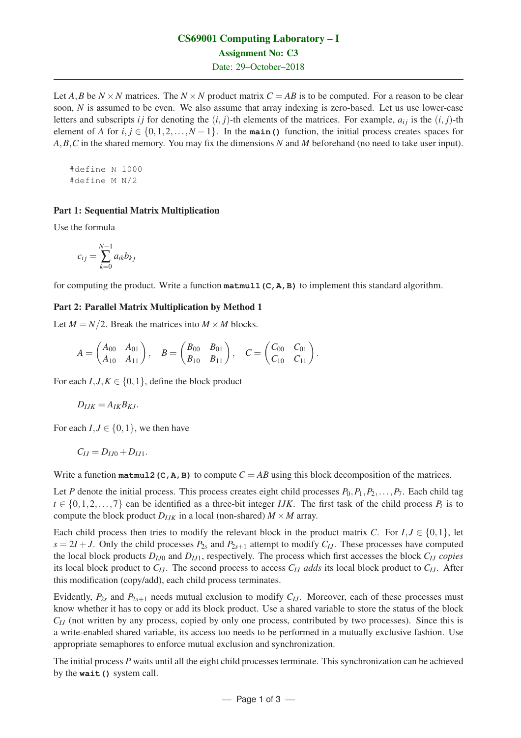# CS69001 Computing Laboratory – I

## Assignment No: C3

Date: 29–October–2018

---

Let $A, B$ be $N \times N$ matrices. The $N \times N$ product matrix $C = AB$ is to be computed. For a reason to be clear soon, $N$ is assumed to be even. We also assume that array indexing is zero-based. Let us use lower-case letters and subscripts $ij$ for denoting the $(i, j)$-th elements of the matrices. For example, $a_{ij}$ is the $(i, j)$-th element of $A$ for $i, j \in \{0, 1, 2, \ldots, N-1\}$. In the **main()** function, the initial process creates spaces for $A, B, C$ in the shared memory. You may fix the dimensions $N$ and $M$ beforehand (no need to take user input).

```
#define N 1000
#define M N/2
```

### Part 1: Sequential Matrix Multiplication

Use the formula

$$c_{ij} = \sum_{k=0}^{N-1} a_{ik} b_{kj}$$

for computing the product. Write a function **matmul1(C,A,B)** to implement this standard algorithm.

### Part 2: Parallel Matrix Multiplication by Method 1

Let $M = N/2$. Break the matrices into $M \times M$ blocks.

$$A = \begin{pmatrix} A_{00} & A_{01} \\ A_{10} & A_{11} \end{pmatrix}, \quad B = \begin{pmatrix} B_{00} & B_{01} \\ B_{10} & B_{11} \end{pmatrix}, \quad C = \begin{pmatrix} C_{00} & C_{01} \\ C_{10} & C_{11} \end{pmatrix}.$$

For each $I, J, K \in \{0, 1\}$, define the block product

$$D_{IJK} = A_{IK} B_{KJ}.$$

For each $I, J \in \{0, 1\}$, we then have

$$C_{IJ} = D_{IJ0} + D_{IJ1}.$$

Write a function **matmul2(C,A,B)** to compute $C = AB$ using this block decomposition of the matrices.

Let $P$ denote the initial process. This process creates eight child processes $P_0, P_1, P_2, \ldots, P_7$. Each child tag $t \in \{0, 1, 2, \ldots, 7\}$ can be identified as a three-bit integer $IJK$. The first task of the child process $P_t$ is to compute the block product $D_{IJK}$ in a local (non-shared) $M \times M$ array.

Each child process then tries to modify the relevant block in the product matrix $C$. For $I, J \in \{0, 1\}$, let $s = 2I + J$. Only the child processes $P_{2s}$ and $P_{2s+1}$ attempt to modify $C_{IJ}$. These processes have computed the local block products $D_{IJ0}$ and $D_{IJ1}$, respectively. The process which first accesses the block $C_{IJ}$ *copies* its local block product to $C_{IJ}$. The second process to access $C_{IJ}$ *adds* its local block product to $C_{IJ}$. After this modification (copy/add), each child process terminates.

Evidently, $P_{2s}$ and $P_{2s+1}$ needs mutual exclusion to modify $C_{IJ}$. Moreover, each of these processes must know whether it has to copy or add its block product. Use a shared variable to store the status of the block $C_{IJ}$ (not written by any process, copied by only one process, contributed by two processes). Since this is a write-enabled shared variable, its access too needs to be performed in a mutually exclusive fashion. Use appropriate semaphores to enforce mutual exclusion and synchronization.

The initial process $P$ waits until all the eight child processes terminate. This synchronization can be achieved by the **wait()** system call.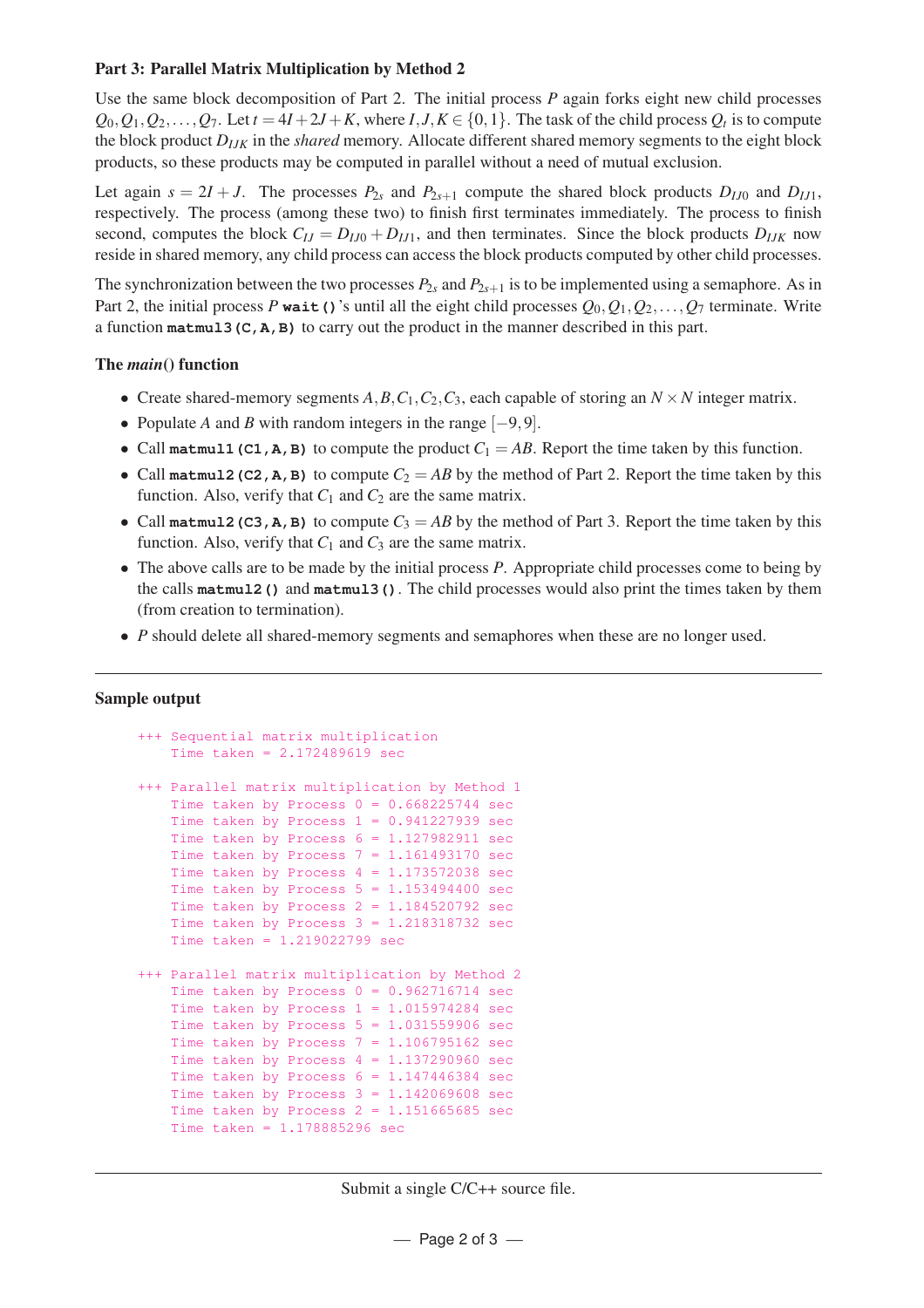**Part 3: Parallel Matrix Multiplication by Method 2**

Use the same block decomposition of Part 2. The initial process $P$ again forks eight new child processes $Q_0, Q_1, Q_2, \ldots, Q_7$. Let $t = 4I + 2J + K$, where $I, J, K \in \{0, 1\}$. The task of the child process $Q_t$ is to compute the block product $D_{IJK}$ in the *shared* memory. Allocate different shared memory segments to the eight block products, so these products may be computed in parallel without a need of mutual exclusion.

Let again $s = 2I + J$. The processes $P_{2s}$ and $P_{2s+1}$ compute the shared block products $D_{IJ0}$ and $D_{IJ1}$, respectively. The process (among these two) to finish first terminates immediately. The process to finish second, computes the block $C_{IJ} = D_{IJ0} + D_{IJ1}$, and then terminates. Since the block products $D_{IJK}$ now reside in shared memory, any child process can access the block products computed by other child processes.

The synchronization between the two processes $P_{2s}$ and $P_{2s+1}$ is to be implemented using a semaphore. As in Part 2, the initial process $P$ **wait()**'s until all the eight child processes $Q_0, Q_1, Q_2, \ldots, Q_7$ terminate. Write a function **matmul3(C,A,B)** to carry out the product in the manner described in this part.

**The *main*() function**

- Create shared-memory segments $A, B, C_1, C_2, C_3$, each capable of storing an $N \times N$ integer matrix.
- Populate $A$ and $B$ with random integers in the range $[-9, 9]$.
- Call **matmul1(C1,A,B)** to compute the product $C_1 = AB$. Report the time taken by this function.
- Call **matmul2(C2,A,B)** to compute $C_2 = AB$ by the method of Part 2. Report the time taken by this function. Also, verify that $C_1$ and $C_2$ are the same matrix.
- Call **matmul2(C3,A,B)** to compute $C_3 = AB$ by the method of Part 3. Report the time taken by this function. Also, verify that $C_1$ and $C_3$ are the same matrix.
- The above calls are to be made by the initial process $P$. Appropriate child processes come to being by the calls **matmul2()** and **matmul3()**. The child processes would also print the times taken by them (from creation to termination).
- $P$ should delete all shared-memory segments and semaphores when these are no longer used.

---

**Sample output**

```
+++ Sequential matrix multiplication
    Time taken = 2.172489619 sec

+++ Parallel matrix multiplication by Method 1
    Time taken by Process 0 = 0.668225744 sec
    Time taken by Process 1 = 0.941227939 sec
    Time taken by Process 6 = 1.127982911 sec
    Time taken by Process 7 = 1.161493170 sec
    Time taken by Process 4 = 1.173572038 sec
    Time taken by Process 5 = 1.153494400 sec
    Time taken by Process 2 = 1.184520792 sec
    Time taken by Process 3 = 1.218318732 sec
    Time taken = 1.219022799 sec

+++ Parallel matrix multiplication by Method 2
    Time taken by Process 0 = 0.962716714 sec
    Time taken by Process 1 = 1.015974284 sec
    Time taken by Process 5 = 1.031559906 sec
    Time taken by Process 7 = 1.106795162 sec
    Time taken by Process 4 = 1.137290960 sec
    Time taken by Process 6 = 1.147446384 sec
    Time taken by Process 3 = 1.142069608 sec
    Time taken by Process 2 = 1.151665685 sec
    Time taken = 1.178885296 sec
```

---

Submit a single C/C++ source file.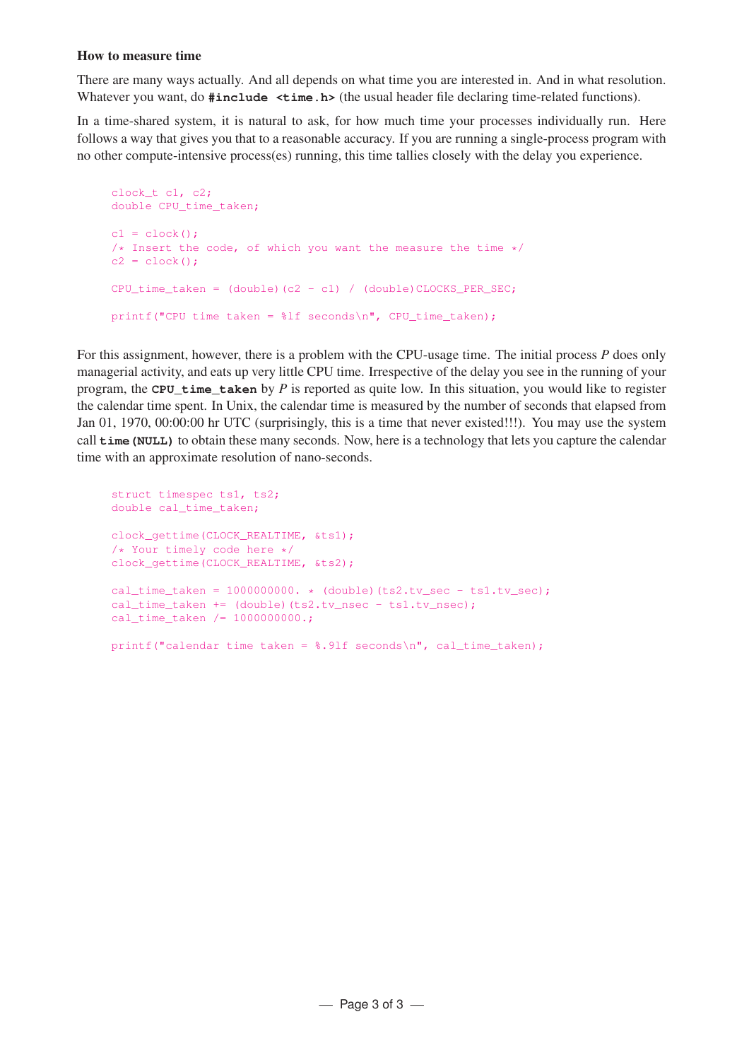**How to measure time**

There are many ways actually. And all depends on what time you are interested in. And in what resolution. Whatever you want, do **#include <time.h>** (the usual header file declaring time-related functions).

In a time-shared system, it is natural to ask, for how much time your processes individually run. Here follows a way that gives you that to a reasonable accuracy. If you are running a single-process program with no other compute-intensive process(es) running, this time tallies closely with the delay you experience.

```
clock_t c1, c2;
double CPU_time_taken;

c1 = clock();
/* Insert the code, of which you want the measure the time */
c2 = clock();

CPU_time_taken = (double)(c2 - c1) / (double)CLOCKS_PER_SEC;

printf("CPU time taken = %lf seconds\n", CPU_time_taken);
```

For this assignment, however, there is a problem with the CPU-usage time. The initial process *P* does only managerial activity, and eats up very little CPU time. Irrespective of the delay you see in the running of your program, the **CPU_time_taken** by *P* is reported as quite low. In this situation, you would like to register the calendar time spent. In Unix, the calendar time is measured by the number of seconds that elapsed from Jan 01, 1970, 00:00:00 hr UTC (surprisingly, this is a time that never existed!!!). You may use the system call **time(NULL)** to obtain these many seconds. Now, here is a technology that lets you capture the calendar time with an approximate resolution of nano-seconds.

```
struct timespec ts1, ts2;
double cal_time_taken;

clock_gettime(CLOCK_REALTIME, &ts1);
/* Your timely code here */
clock_gettime(CLOCK_REALTIME, &ts2);

cal_time_taken = 1000000000. * (double)(ts2.tv_sec - ts1.tv_sec);
cal_time_taken += (double)(ts2.tv_nsec - ts1.tv_nsec);
cal_time_taken /= 1000000000.;

printf("calendar time taken = %.9lf seconds\n", cal_time_taken);
```